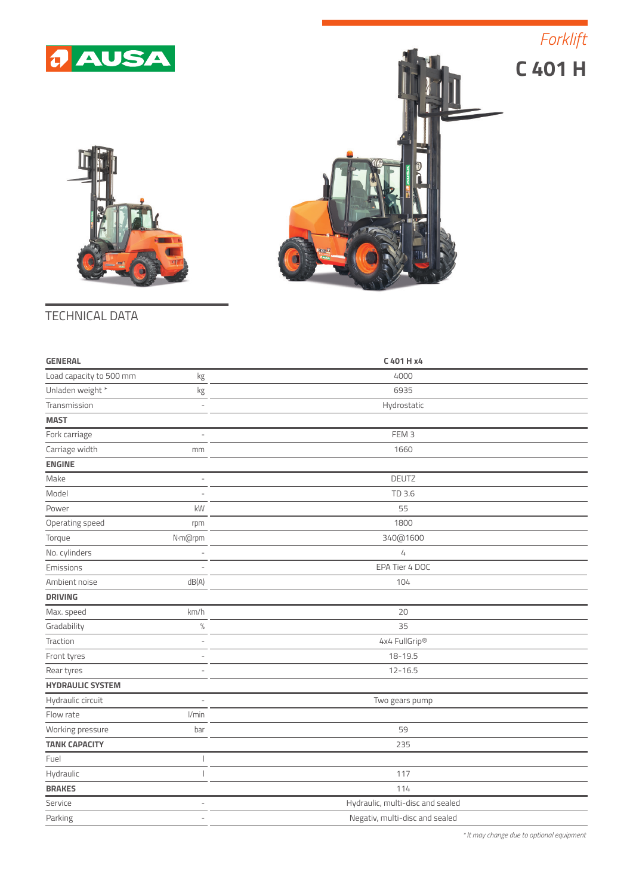Forklift

# C 401 H

## TECHNICAL DATA

| GENERAL | | C 401 H x4 |
|---|---|---|
| Load capacity to 500 mm | kg | 4000 |
| Unladen weight * | kg | 6935 |
| Transmission | - | Hydrostatic |
| **MAST** | | |
| Fork carriage | - | FEM 3 |
| Carriage width | mm | 1660 |
| **ENGINE** | | |
| Make | - | DEUTZ |
| Model | - | TD 3.6 |
| Power | kW | 55 |
| Operating speed | rpm | 1800 |
| Torque | N·m@rpm | 340@1600 |
| No. cylinders | - | 4 |
| Emissions | - | EPA Tier 4 DOC |
| Ambient noise | dB(A) | 104 |
| **DRIVING** | | |
| Max. speed | km/h | 20 |
| Gradability | % | 35 |
| Traction | - | 4x4 FullGrip® |
| Front tyres | - | 18-19.5 |
| Rear tyres | - | 12-16.5 |
| **HYDRAULIC SYSTEM** | | |
| Hydraulic circuit | - | Two gears pump |
| Flow rate | l/min | |
| Working pressure | bar | 59 |
| **TANK CAPACITY** | | 235 |
| Fuel | l | |
| Hydraulic | l | 117 |
| **BRAKES** | | 114 |
| Service | - | Hydraulic, multi-disc and sealed |
| Parking | - | Negativ, multi-disc and sealed |

*\* It may change due to optional equipment*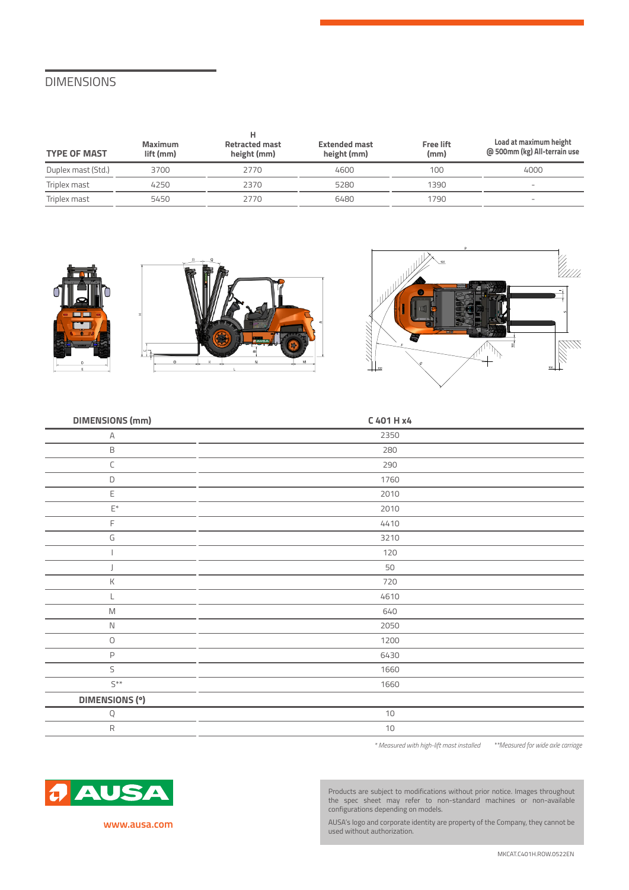## DIMENSIONS

| TYPE OF MAST | Maximum lift (mm) | H Retracted mast height (mm) | Extended mast height (mm) | Free lift (mm) | Load at maximum height @ 500mm (kg) All-terrain use |
|---|---|---|---|---|---|
| Duplex mast (Std.) | 3700 | 2770 | 4600 | 100 | 4000 |
| Triplex mast | 4250 | 2370 | 5280 | 1390 | - |
| Triplex mast | 5450 | 2770 | 6480 | 1790 | - |

| DIMENSIONS (mm) | C 401 H x4 |
|---|---|
| A | 2350 |
| B | 280 |
| C | 290 |
| D | 1760 |
| E | 2010 |
| E* | 2010 |
| F | 4410 |
| G | 3210 |
| I | 120 |
| J | 50 |
| K | 720 |
| L | 4610 |
| M | 640 |
| N | 2050 |
| O | 1200 |
| P | 6430 |
| S | 1660 |
| S** | 1660 |
| **DIMENSIONS (°)** | |
| Q | 10 |
| R | 10 |

*\* Measured with high-lift mast installed* *\*\*Measured for wide axle carriage*

AUSA

www.ausa.com

Products are subject to modifications without prior notice. Images throughout the spec sheet may refer to non-standard machines or non-available configurations depending on models.

AUSA's logo and corporate identity are property of the Company, they cannot be used without authorization.

MKCAT.C401H.ROW.0522EN